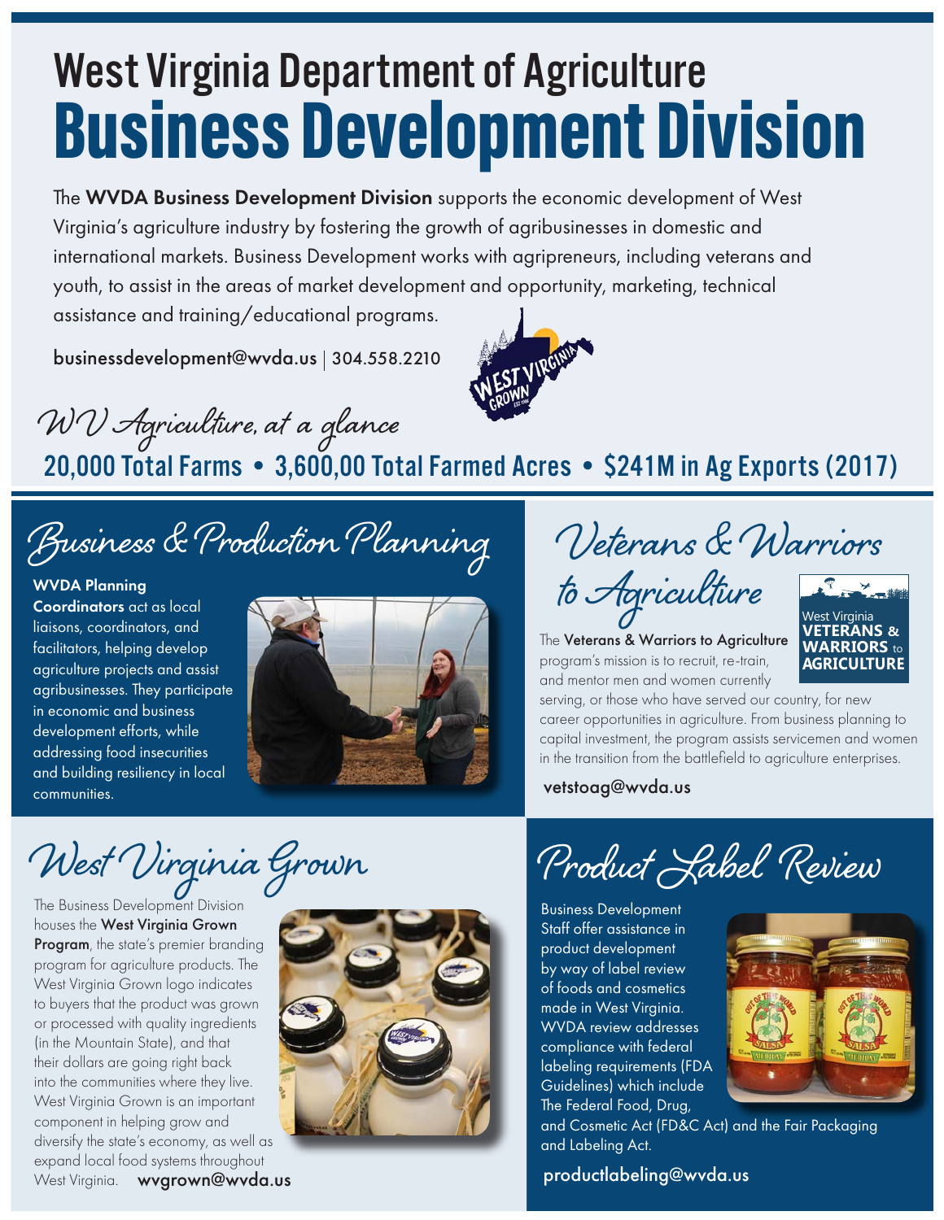# West Virginia Department of Agriculture
# Business Development Division

The **WVDA Business Development Division** supports the economic development of West Virginia's agriculture industry by fostering the growth of agribusinesses in domestic and international markets. Business Development works with agripreneurs, including veterans and youth, to assist in the areas of market development and opportunity, marketing, technical assistance and training/educational programs.

businessdevelopment@wvda.us | 304.558.2210

## WV Agriculture, at a glance

**20,000 Total Farms • 3,600,00 Total Farmed Acres • $241M in Ag Exports (2017)**

## Business & Production Planning

**WVDA Planning Coordinators** act as local liaisons, coordinators, and facilitators, helping develop agriculture projects and assist agribusinesses. They participate in economic and business development efforts, while addressing food insecurities and building resiliency in local communities.

## Veterans & Warriors to Agriculture

The **Veterans & Warriors to Agriculture** program's mission is to recruit, re-train, and mentor men and women currently serving, or those who have served our country, for new career opportunities in agriculture. From business planning to capital investment, the program assists servicemen and women in the transition from the battlefield to agriculture enterprises.

vetstoag@wvda.us

## West Virginia Grown

The Business Development Division houses the **West Virginia Grown Program**, the state's premier branding program for agriculture products. The West Virginia Grown logo indicates to buyers that the product was grown or processed with quality ingredients (in the Mountain State), and that their dollars are going right back into the communities where they live. West Virginia Grown is an important component in helping grow and diversify the state's economy, as well as expand local food systems throughout West Virginia. wvgrown@wvda.us

## Product Label Review

Business Development Staff offer assistance in product development by way of label review of foods and cosmetics made in West Virginia. WVDA review addresses compliance with federal labeling requirements (FDA Guidelines) which include The Federal Food, Drug, and Cosmetic Act (FD&C Act) and the Fair Packaging and Labeling Act.

productlabeling@wvda.us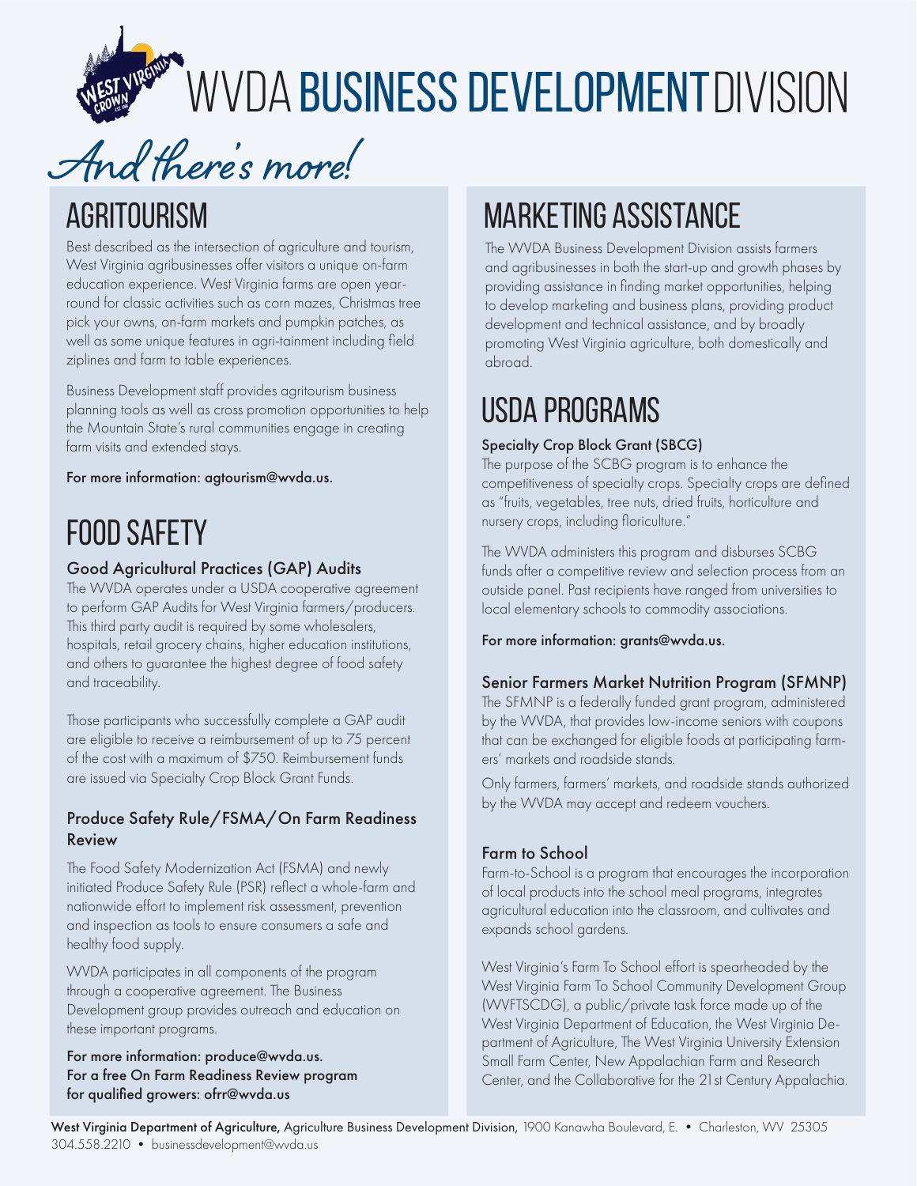# WVDA BUSINESS DEVELOPMENT DIVISION

*And there's more!*

## AGRITOURISM

Best described as the intersection of agriculture and tourism, West Virginia agribusinesses offer visitors a unique on-farm education experience. West Virginia farms are open year-round for classic activities such as corn mazes, Christmas tree pick your owns, on-farm markets and pumpkin patches, as well as some unique features in agri-tainment including field ziplines and farm to table experiences.

Business Development staff provides agritourism business planning tools as well as cross promotion opportunities to help the Mountain State's rural communities engage in creating farm visits and extended stays.

For more information: agtourism@wvda.us.

## FOOD SAFETY

### Good Agricultural Practices (GAP) Audits

The WVDA operates under a USDA cooperative agreement to perform GAP Audits for West Virginia farmers/producers. This third party audit is required by some wholesalers, hospitals, retail grocery chains, higher education institutions, and others to guarantee the highest degree of food safety and traceability.

Those participants who successfully complete a GAP audit are eligible to receive a reimbursement of up to 75 percent of the cost with a maximum of $750. Reimbursement funds are issued via Specialty Crop Block Grant Funds.

### Produce Safety Rule/FSMA/On Farm Readiness Review

The Food Safety Modernization Act (FSMA) and newly initiated Produce Safety Rule (PSR) reflect a whole-farm and nationwide effort to implement risk assessment, prevention and inspection as tools to ensure consumers a safe and healthy food supply.

WVDA participates in all components of the program through a cooperative agreement. The Business Development group provides outreach and education on these important programs.

For more information: produce@wvda.us.
For a free On Farm Readiness Review program for qualified growers: ofrr@wvda.us

## MARKETING ASSISTANCE

The WVDA Business Development Division assists farmers and agribusinesses in both the start-up and growth phases by providing assistance in finding market opportunities, helping to develop marketing and business plans, providing product development and technical assistance, and by broadly promoting West Virginia agriculture, both domestically and abroad.

## USDA PROGRAMS

### Specialty Crop Block Grant (SBCG)

The purpose of the SCBG program is to enhance the competitiveness of specialty crops. Specialty crops are defined as "fruits, vegetables, tree nuts, dried fruits, horticulture and nursery crops, including floriculture."

The WVDA administers this program and disburses SCBG funds after a competitive review and selection process from an outside panel. Past recipients have ranged from universities to local elementary schools to commodity associations.

For more information: grants@wvda.us.

### Senior Farmers Market Nutrition Program (SFMNP)

The SFMNP is a federally funded grant program, administered by the WVDA, that provides low-income seniors with coupons that can be exchanged for eligible foods at participating farmers' markets and roadside stands.

Only farmers, farmers' markets, and roadside stands authorized by the WVDA may accept and redeem vouchers.

### Farm to School

Farm-to-School is a program that encourages the incorporation of local products into the school meal programs, integrates agricultural education into the classroom, and cultivates and expands school gardens.

West Virginia's Farm To School effort is spearheaded by the West Virginia Farm To School Community Development Group (WVFTSCDG), a public/private task force made up of the West Virginia Department of Education, the West Virginia Department of Agriculture, The West Virginia University Extension Small Farm Center, New Appalachian Farm and Research Center, and the Collaborative for the 21st Century Appalachia.

**West Virginia Department of Agriculture,** Agriculture Business Development Division, 1900 Kanawha Boulevard, E. • Charleston, WV 25305
304.558.2210 • businessdevelopment@wvda.us